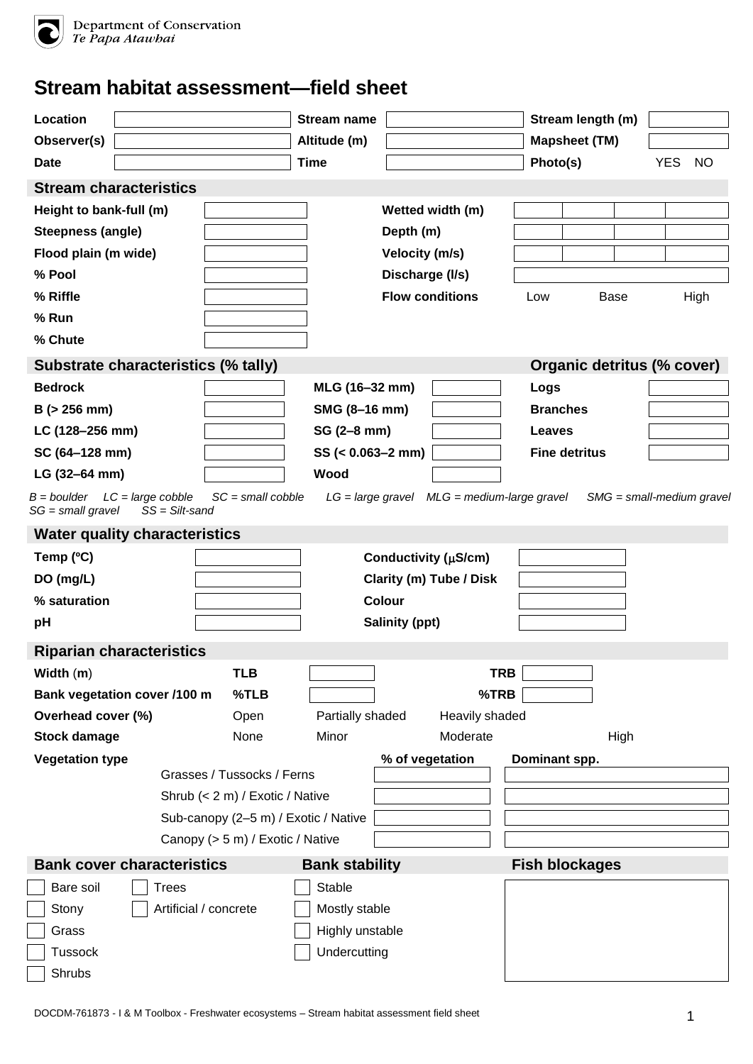Department of Conservation
*Te Papa Atawbai*

# Stream habitat assessment—field sheet

| Location | | Stream name | | Stream length (m) | |
|---|---|---|---|---|---|
| Observer(s) | | Altitude (m) | | Mapsheet (TM) | |
| Date | | Time | | Photo(s) | YES NO |

## Stream characteristics

| | | | | | | |
|---|---|---|---|---|---|---|
| Height to bank-full (m) | | Wetted width (m) | | | | |
| Steepness (angle) | | Depth (m) | | | | |
| Flood plain (m wide) | | Velocity (m/s) | | | | |
| % Pool | | Discharge (l/s) | | | | |
| % Riffle | | Flow conditions | Low | Base | High | |
| % Run | | | | | | |
| % Chute | | | | | | |

## Substrate characteristics (% tally) / Organic detritus (% cover)

| Substrate | | Substrate | | Organic detritus (% cover) | |
|---|---|---|---|---|---|
| Bedrock | | MLG (16–32 mm) | | Logs | |
| B (> 256 mm) | | SMG (8–16 mm) | | Branches | |
| LC (128–256 mm) | | SG (2–8 mm) | | Leaves | |
| SC (64–128 mm) | | SS (< 0.063–2 mm) | | Fine detritus | |
| LG (32–64 mm) | | Wood | | | |

*B = boulder LC = large cobble SC = small cobble LG = large gravel MLG = medium-large gravel SMG = small-medium gravel SG = small gravel SS = Silt-sand*

## Water quality characteristics

| | | | |
|---|---|---|---|
| Temp (ºC) | | Conductivity (μS/cm) | |
| DO (mg/L) | | Clarity (m) Tube / Disk | |
| % saturation | | Colour | |
| pH | | Salinity (ppt) | |

## Riparian characteristics

| | | | | |
|---|---|---|---|---|
| Width (m) | TLB | | TRB | |
| Bank vegetation cover /100 m | %TLB | | %TRB | |
| Overhead cover (%) | Open | Partially shaded | Heavily shaded | |
| Stock damage | None | Minor | Moderate | High |

| Vegetation type | % of vegetation | Dominant spp. |
|---|---|---|
| Grasses / Tussocks / Ferns | | |
| Shrub (< 2 m) / Exotic / Native | | |
| Sub-canopy (2–5 m) / Exotic / Native | | |
| Canopy (> 5 m) / Exotic / Native | | |

## Bank cover characteristics

- [ ] Bare soil
- [ ] Trees
- [ ] Stony
- [ ] Artificial / concrete
- [ ] Grass
- [ ] Tussock
- [ ] Shrubs

## Bank stability

- [ ] Stable
- [ ] Mostly stable
- [ ] Highly unstable
- [ ] Undercutting

## Fish blockages

DOCDM-761873 - I & M Toolbox - Freshwater ecosystems – Stream habitat assessment field sheet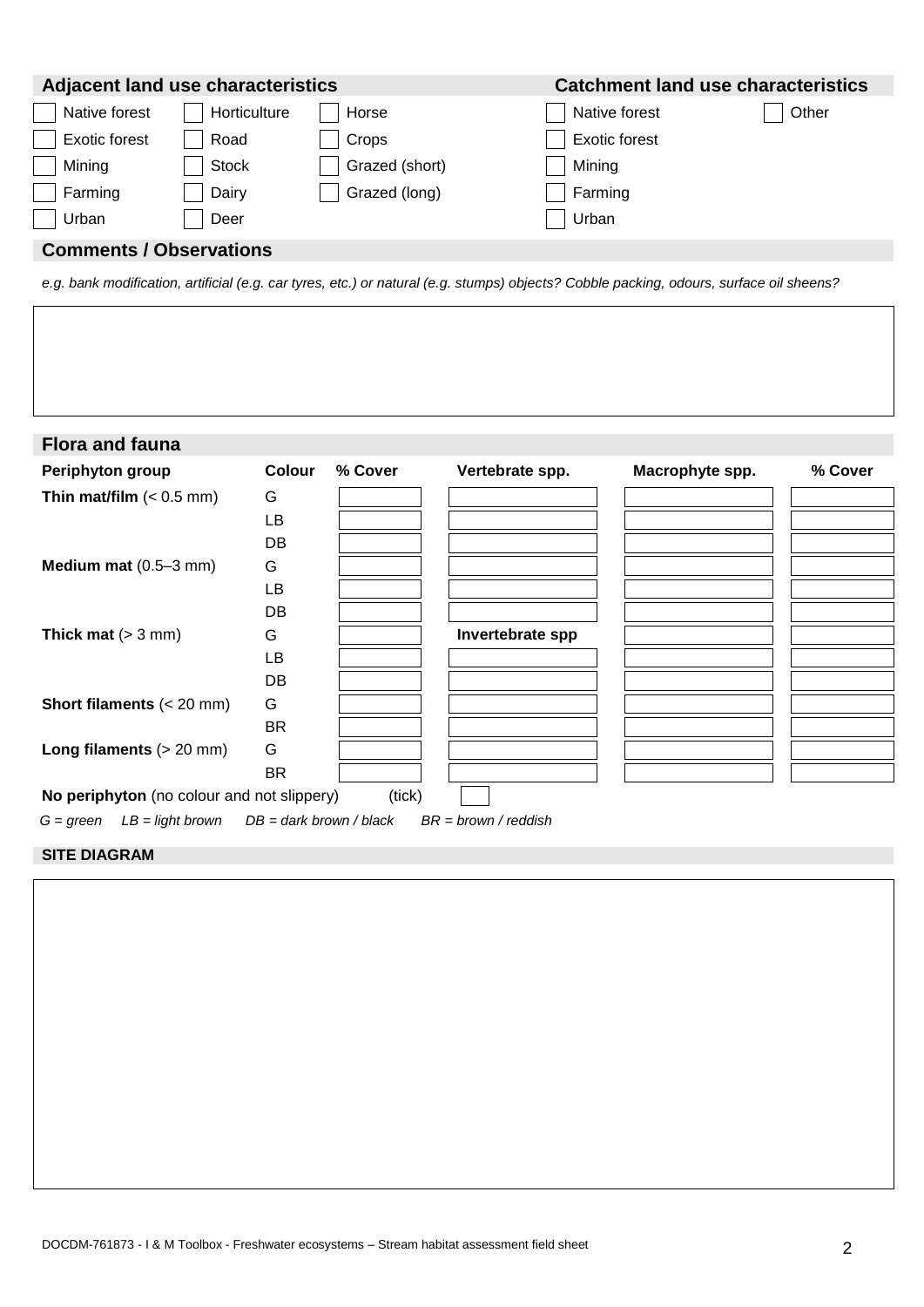## Adjacent land use characteristics

| | | |
|---|---|---|
| ☐ Native forest | ☐ Horticulture | ☐ Horse |
| ☐ Exotic forest | ☐ Road | ☐ Crops |
| ☐ Mining | ☐ Stock | ☐ Grazed (short) |
| ☐ Farming | ☐ Dairy | ☐ Grazed (long) |
| ☐ Urban | ☐ Deer | |

## Catchment land use characteristics

| | |
|---|---|
| ☐ Native forest | ☐ Other |
| ☐ Exotic forest | |
| ☐ Mining | |
| ☐ Farming | |
| ☐ Urban | |

## Comments / Observations

*e.g. bank modification, artificial (e.g. car tyres, etc.) or natural (e.g. stumps) objects? Cobble packing, odours, surface oil sheens?*

## Flora and fauna

| Periphyton group | Colour | % Cover | Vertebrate spp. | Macrophyte spp. | % Cover |
|---|---|---|---|---|---|
| **Thin mat/film** (< 0.5 mm) | G | | | | |
| | LB | | | | |
| | DB | | | | |
| **Medium mat** (0.5–3 mm) | G | | | | |
| | LB | | | | |
| | DB | | | | |
| **Thick mat** (> 3 mm) | G | | **Invertebrate spp** | | |
| | LB | | | | |
| | DB | | | | |
| **Short filaments** (< 20 mm) | G | | | | |
| | BR | | | | |
| **Long filaments** (> 20 mm) | G | | | | |
| | BR | | | | |
| **No periphyton** (no colour and not slippery) | | (tick) | ☐ | | |

*G = green LB = light brown DB = dark brown / black BR = brown / reddish*

## SITE DIAGRAM